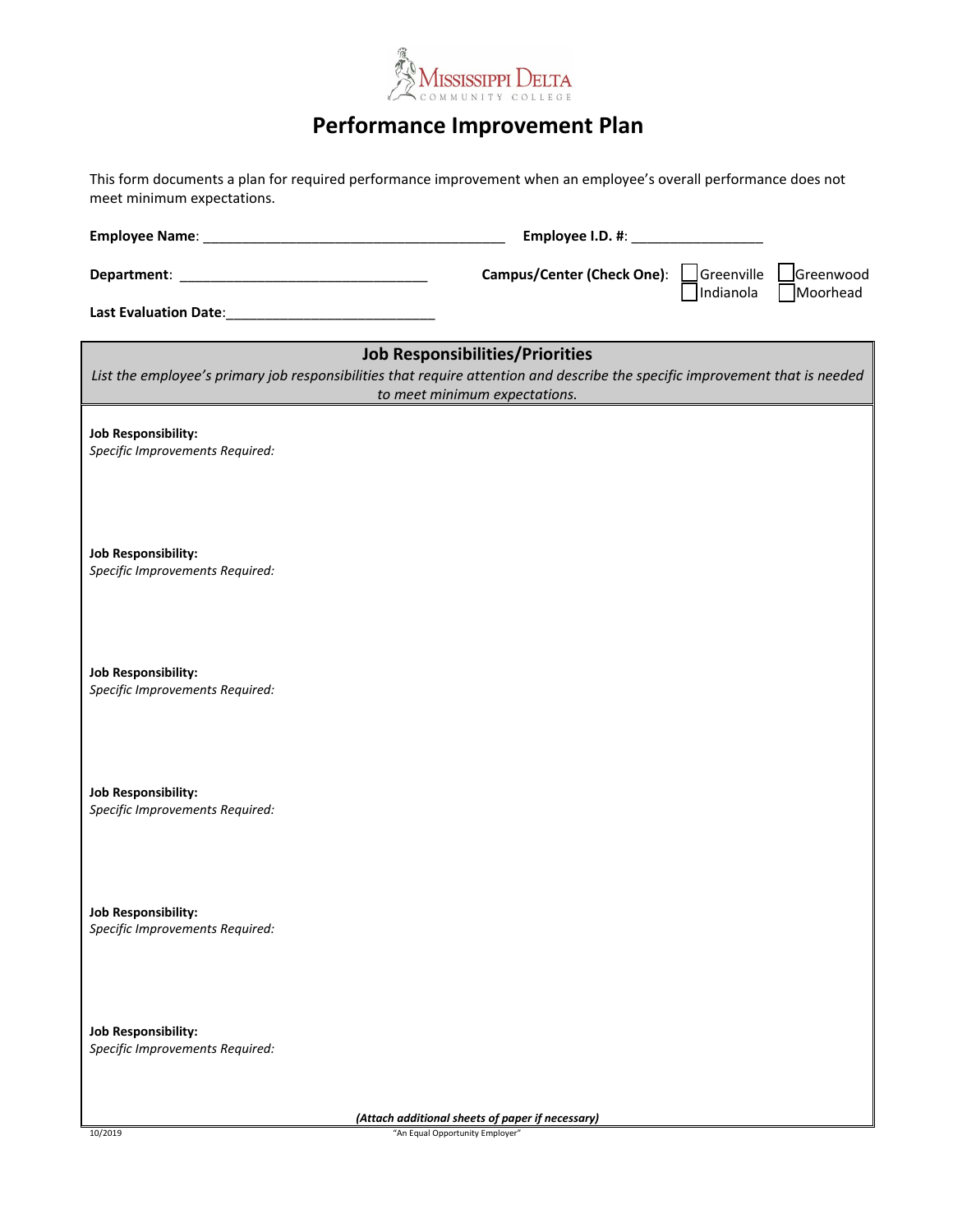Mississippi Delta Community College

# Performance Improvement Plan

This form documents a plan for required performance improvement when an employee's overall performance does not meet minimum expectations.

**Employee Name**: ________________________________________ **Employee I.D. #**: _________________

**Department**: ________________________________ **Campus/Center (Check One)**: ☐ Greenville ☐ Greenwood ☐ Indianola ☐ Moorhead

**Last Evaluation Date**:____________________________

## Job Responsibilities/Priorities

*List the employee's primary job responsibilities that require attention and describe the specific improvement that is needed to meet minimum expectations.*

**Job Responsibility:**
*Specific Improvements Required:*

**Job Responsibility:**
*Specific Improvements Required:*

**Job Responsibility:**
*Specific Improvements Required:*

**Job Responsibility:**
*Specific Improvements Required:*

**Job Responsibility:**
*Specific Improvements Required:*

**Job Responsibility:**
*Specific Improvements Required:*

***(Attach additional sheets of paper if necessary)***

10/2019

"An Equal Opportunity Employer"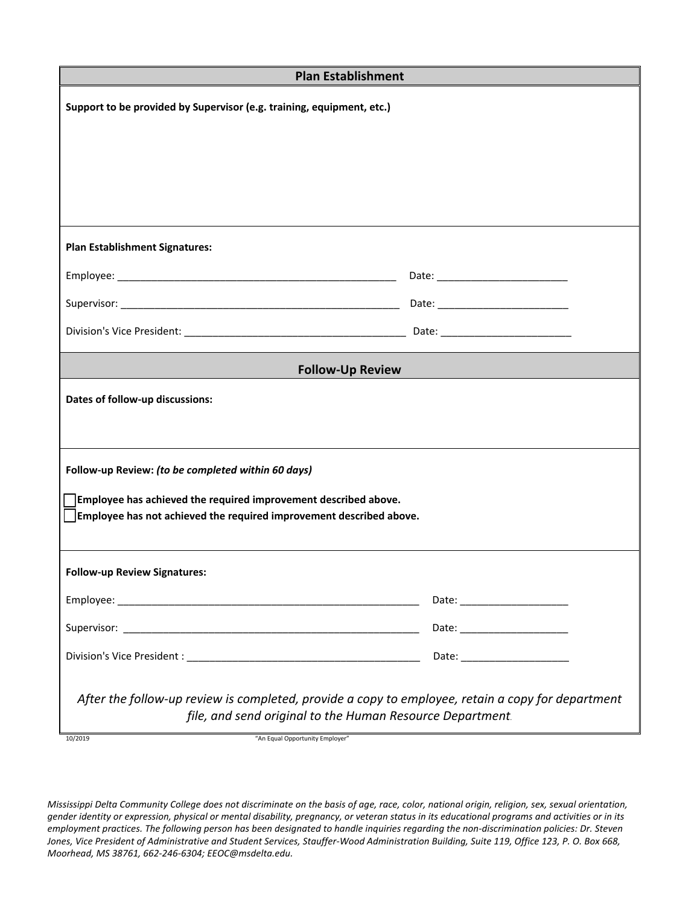## Plan Establishment

**Support to be provided by Supervisor (e.g. training, equipment, etc.)**

**Plan Establishment Signatures:**

Employee: ___________________________________________________ Date: _______________________

Supervisor: ___________________________________________________ Date: _______________________

Division's Vice President: ________________________________________ Date: _______________________

## Follow-Up Review

**Dates of follow-up discussions:**

**Follow-up Review:** ***(to be completed within 60 days)***

☐ **Employee has achieved the required improvement described above.**
☐ **Employee has not achieved the required improvement described above.**

**Follow-up Review Signatures:**

Employee: ________________________________________________________ Date: ___________________

Supervisor: ______________________________________________________ Date: ___________________

Division's Vice President : __________________________________________ Date: ___________________

*After the follow-up review is completed, provide a copy to employee, retain a copy for department file, and send original to the Human Resource Department.*

10/2019 "An Equal Opportunity Employer"

*Mississippi Delta Community College does not discriminate on the basis of age, race, color, national origin, religion, sex, sexual orientation, gender identity or expression, physical or mental disability, pregnancy, or veteran status in its educational programs and activities or in its employment practices. The following person has been designated to handle inquiries regarding the non-discrimination policies: Dr. Steven Jones, Vice President of Administrative and Student Services, Stauffer-Wood Administration Building, Suite 119, Office 123, P. O. Box 668, Moorhead, MS 38761, 662-246-6304; EEOC@msdelta.edu.*